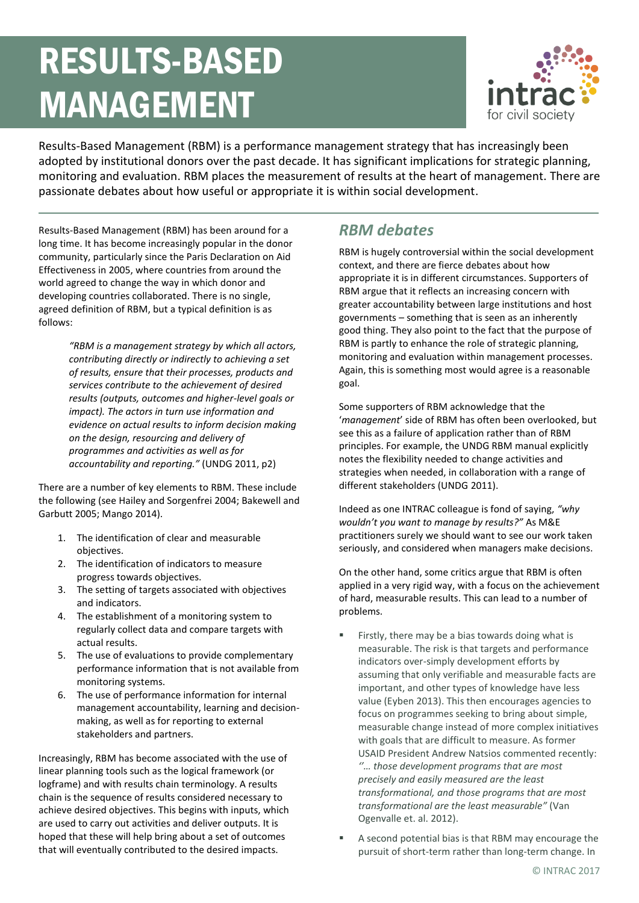# RESULTS-BASED MANAGEMENT

intrac for civil society

Results-Based Management (RBM) is a performance management strategy that has increasingly been adopted by institutional donors over the past decade. It has significant implications for strategic planning, monitoring and evaluation. RBM places the measurement of results at the heart of management. There are passionate debates about how useful or appropriate it is within social development.

---

Results-Based Management (RBM) has been around for a long time. It has become increasingly popular in the donor community, particularly since the Paris Declaration on Aid Effectiveness in 2005, where countries from around the world agreed to change the way in which donor and developing countries collaborated. There is no single, agreed definition of RBM, but a typical definition is as follows:

> *"RBM is a management strategy by which all actors, contributing directly or indirectly to achieving a set of results, ensure that their processes, products and services contribute to the achievement of desired results (outputs, outcomes and higher-level goals or impact). The actors in turn use information and evidence on actual results to inform decision making on the design, resourcing and delivery of programmes and activities as well as for accountability and reporting."* (UNDG 2011, p2)

There are a number of key elements to RBM. These include the following (see Hailey and Sorgenfrei 2004; Bakewell and Garbutt 2005; Mango 2014).

1. The identification of clear and measurable objectives.
2. The identification of indicators to measure progress towards objectives.
3. The setting of targets associated with objectives and indicators.
4. The establishment of a monitoring system to regularly collect data and compare targets with actual results.
5. The use of evaluations to provide complementary performance information that is not available from monitoring systems.
6. The use of performance information for internal management accountability, learning and decision-making, as well as for reporting to external stakeholders and partners.

Increasingly, RBM has become associated with the use of linear planning tools such as the logical framework (or logframe) and with results chain terminology. A results chain is the sequence of results considered necessary to achieve desired objectives. This begins with inputs, which are used to carry out activities and deliver outputs. It is hoped that these will help bring about a set of outcomes that will eventually contributed to the desired impacts.

## *RBM debates*

RBM is hugely controversial within the social development context, and there are fierce debates about how appropriate it is in different circumstances. Supporters of RBM argue that it reflects an increasing concern with greater accountability between large institutions and host governments – something that is seen as an inherently good thing. They also point to the fact that the purpose of RBM is partly to enhance the role of strategic planning, monitoring and evaluation within management processes. Again, this is something most would agree is a reasonable goal.

Some supporters of RBM acknowledge that the '*management*' side of RBM has often been overlooked, but see this as a failure of application rather than of RBM principles. For example, the UNDG RBM manual explicitly notes the flexibility needed to change activities and strategies when needed, in collaboration with a range of different stakeholders (UNDG 2011).

Indeed as one INTRAC colleague is fond of saying, *"why wouldn't you want to manage by results?"* As M&E practitioners surely we should want to see our work taken seriously, and considered when managers make decisions.

On the other hand, some critics argue that RBM is often applied in a very rigid way, with a focus on the achievement of hard, measurable results. This can lead to a number of problems.

- Firstly, there may be a bias towards doing what is measurable. The risk is that targets and performance indicators over-simply development efforts by assuming that only verifiable and measurable facts are important, and other types of knowledge have less value (Eyben 2013). This then encourages agencies to focus on programmes seeking to bring about simple, measurable change instead of more complex initiatives with goals that are difficult to measure. As former USAID President Andrew Natsios commented recently: *"… those development programs that are most precisely and easily measured are the least transformational, and those programs that are most transformational are the least measurable"* (Van Ogenvalle et. al. 2012).
- A second potential bias is that RBM may encourage the pursuit of short-term rather than long-term change. In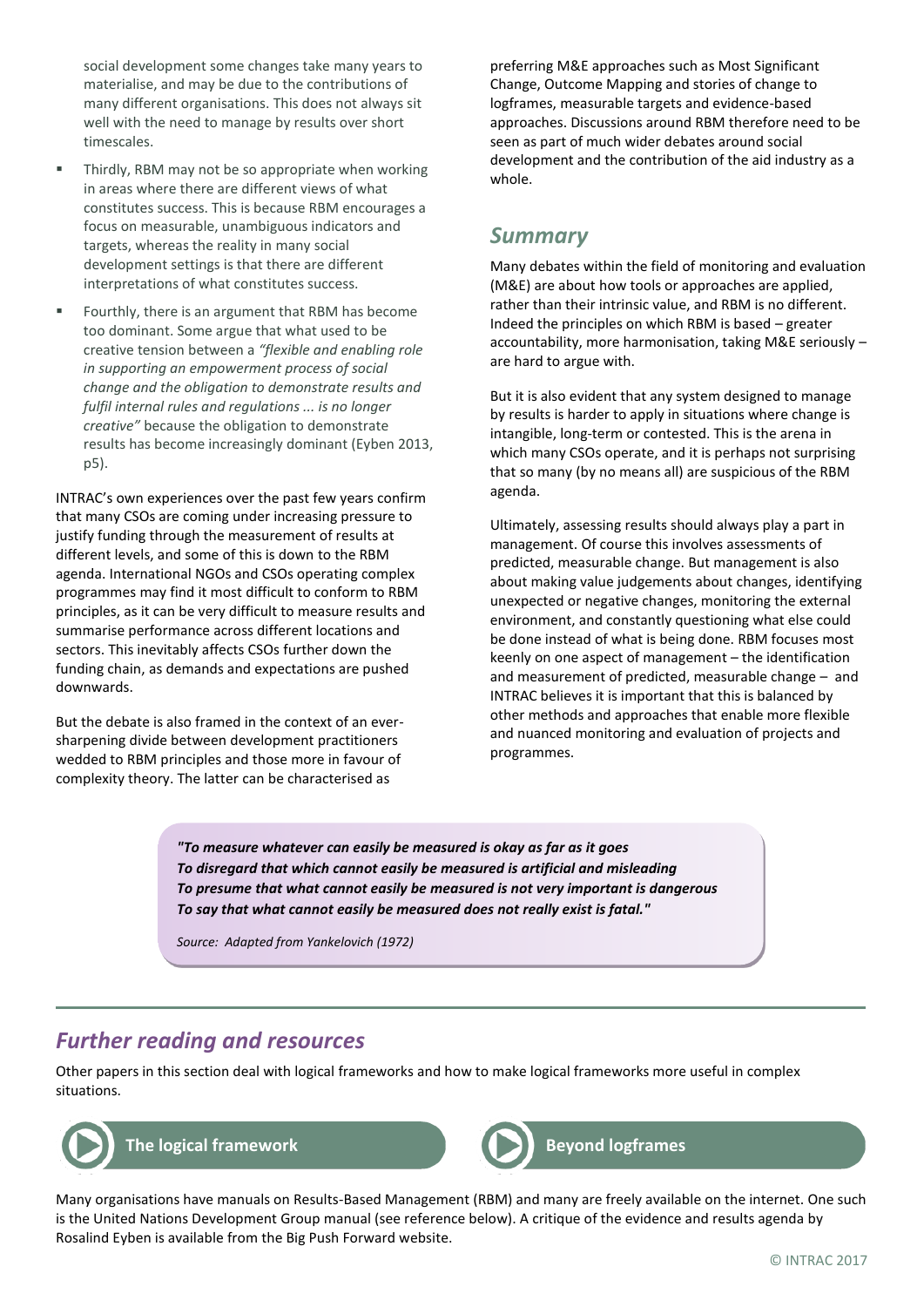social development some changes take many years to materialise, and may be due to the contributions of many different organisations. This does not always sit well with the need to manage by results over short timescales.

- Thirdly, RBM may not be so appropriate when working in areas where there are different views of what constitutes success. This is because RBM encourages a focus on measurable, unambiguous indicators and targets, whereas the reality in many social development settings is that there are different interpretations of what constitutes success.
- Fourthly, there is an argument that RBM has become too dominant. Some argue that what used to be creative tension between a *"flexible and enabling role in supporting an empowerment process of social change and the obligation to demonstrate results and fulfil internal rules and regulations ... is no longer creative"* because the obligation to demonstrate results has become increasingly dominant (Eyben 2013, p5).

INTRAC's own experiences over the past few years confirm that many CSOs are coming under increasing pressure to justify funding through the measurement of results at different levels, and some of this is down to the RBM agenda. International NGOs and CSOs operating complex programmes may find it most difficult to conform to RBM principles, as it can be very difficult to measure results and summarise performance across different locations and sectors. This inevitably affects CSOs further down the funding chain, as demands and expectations are pushed downwards.

But the debate is also framed in the context of an ever-sharpening divide between development practitioners wedded to RBM principles and those more in favour of complexity theory. The latter can be characterised as preferring M&E approaches such as Most Significant Change, Outcome Mapping and stories of change to logframes, measurable targets and evidence-based approaches. Discussions around RBM therefore need to be seen as part of much wider debates around social development and the contribution of the aid industry as a whole.

## *Summary*

Many debates within the field of monitoring and evaluation (M&E) are about how tools or approaches are applied, rather than their intrinsic value, and RBM is no different. Indeed the principles on which RBM is based – greater accountability, more harmonisation, taking M&E seriously – are hard to argue with.

But it is also evident that any system designed to manage by results is harder to apply in situations where change is intangible, long-term or contested. This is the arena in which many CSOs operate, and it is perhaps not surprising that so many (by no means all) are suspicious of the RBM agenda.

Ultimately, assessing results should always play a part in management. Of course this involves assessments of predicted, measurable change. But management is also about making value judgements about changes, identifying unexpected or negative changes, monitoring the external environment, and constantly questioning what else could be done instead of what is being done. RBM focuses most keenly on one aspect of management – the identification and measurement of predicted, measurable change – and INTRAC believes it is important that this is balanced by other methods and approaches that enable more flexible and nuanced monitoring and evaluation of projects and programmes.

> ***"To measure whatever can easily be measured is okay as far as it goes***
> ***To disregard that which cannot easily be measured is artificial and misleading***
> ***To presume that what cannot easily be measured is not very important is dangerous***
> ***To say that what cannot easily be measured does not really exist is fatal."***
>
> *Source: Adapted from Yankelovich (1972)*

## *Further reading and resources*

Other papers in this section deal with logical frameworks and how to make logical frameworks more useful in complex situations.

**The logical framework**

**Beyond logframes**

Many organisations have manuals on Results-Based Management (RBM) and many are freely available on the internet. One such is the United Nations Development Group manual (see reference below). A critique of the evidence and results agenda by Rosalind Eyben is available from the Big Push Forward website.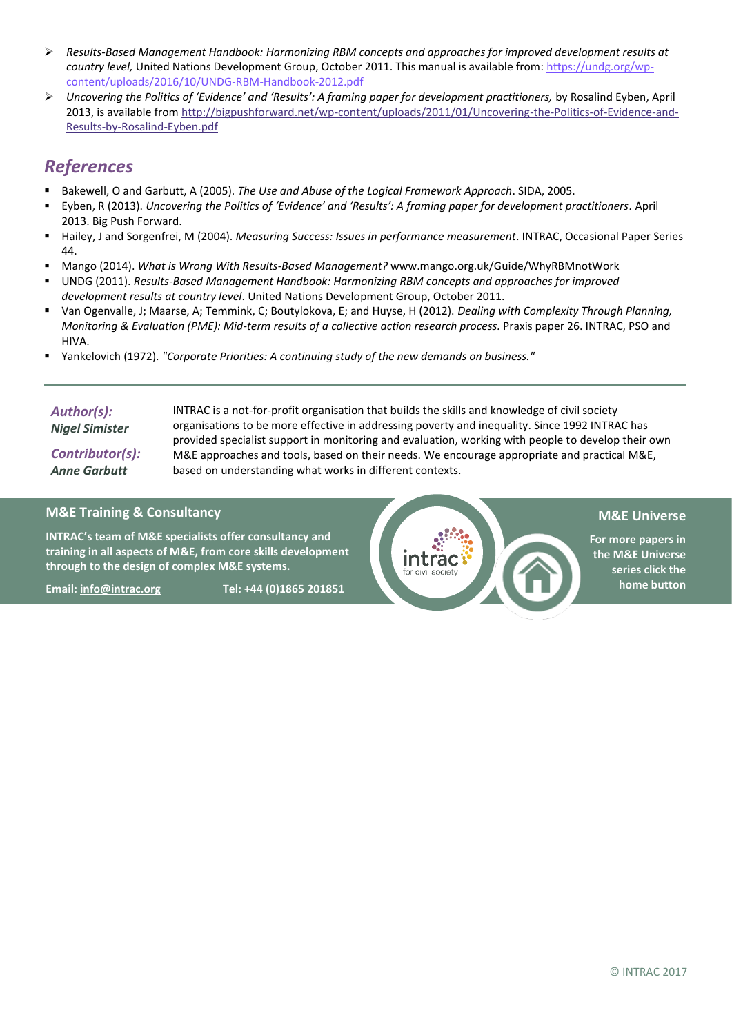- *Results-Based Management Handbook: Harmonizing RBM concepts and approaches for improved development results at country level,* United Nations Development Group, October 2011. This manual is available from: https://undg.org/wp-content/uploads/2016/10/UNDG-RBM-Handbook-2012.pdf
- *Uncovering the Politics of 'Evidence' and 'Results': A framing paper for development practitioners,* by Rosalind Eyben, April 2013, is available from http://bigpushforward.net/wp-content/uploads/2011/01/Uncovering-the-Politics-of-Evidence-and-Results-by-Rosalind-Eyben.pdf

## References

- Bakewell, O and Garbutt, A (2005). *The Use and Abuse of the Logical Framework Approach*. SIDA, 2005.
- Eyben, R (2013). *Uncovering the Politics of 'Evidence' and 'Results': A framing paper for development practitioners*. April 2013. Big Push Forward.
- Hailey, J and Sorgenfrei, M (2004). *Measuring Success: Issues in performance measurement*. INTRAC, Occasional Paper Series 44.
- Mango (2014). *What is Wrong With Results-Based Management?* www.mango.org.uk/Guide/WhyRBMnotWork
- UNDG (2011). *Results-Based Management Handbook: Harmonizing RBM concepts and approaches for improved development results at country level*. United Nations Development Group, October 2011.
- Van Ogenvalle, J; Maarse, A; Temmink, C; Boutylokova, E; and Huyse, H (2012). *Dealing with Complexity Through Planning, Monitoring & Evaluation (PME): Mid-term results of a collective action research process.* Praxis paper 26. INTRAC, PSO and HIVA.
- Yankelovich (1972). *"Corporate Priorities: A continuing study of the new demands on business."*

***Author(s):***
***Nigel Simister***

***Contributor(s):***
***Anne Garbutt***

INTRAC is a not-for-profit organisation that builds the skills and knowledge of civil society organisations to be more effective in addressing poverty and inequality. Since 1992 INTRAC has provided specialist support in monitoring and evaluation, working with people to develop their own M&E approaches and tools, based on their needs. We encourage appropriate and practical M&E, based on understanding what works in different contexts.

**M&E Training & Consultancy**

**INTRAC's team of M&E specialists offer consultancy and training in all aspects of M&E, from core skills development through to the design of complex M&E systems.**

**Email: info@intrac.org** **Tel: +44 (0)1865 201851**

**M&E Universe**

**For more papers in the M&E Universe series click the home button**

© INTRAC 2017